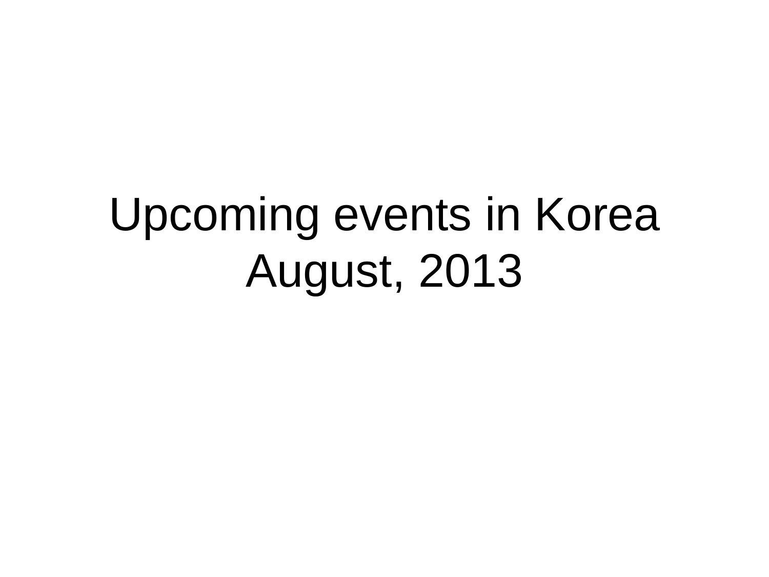# Upcoming events in Korea
# August, 2013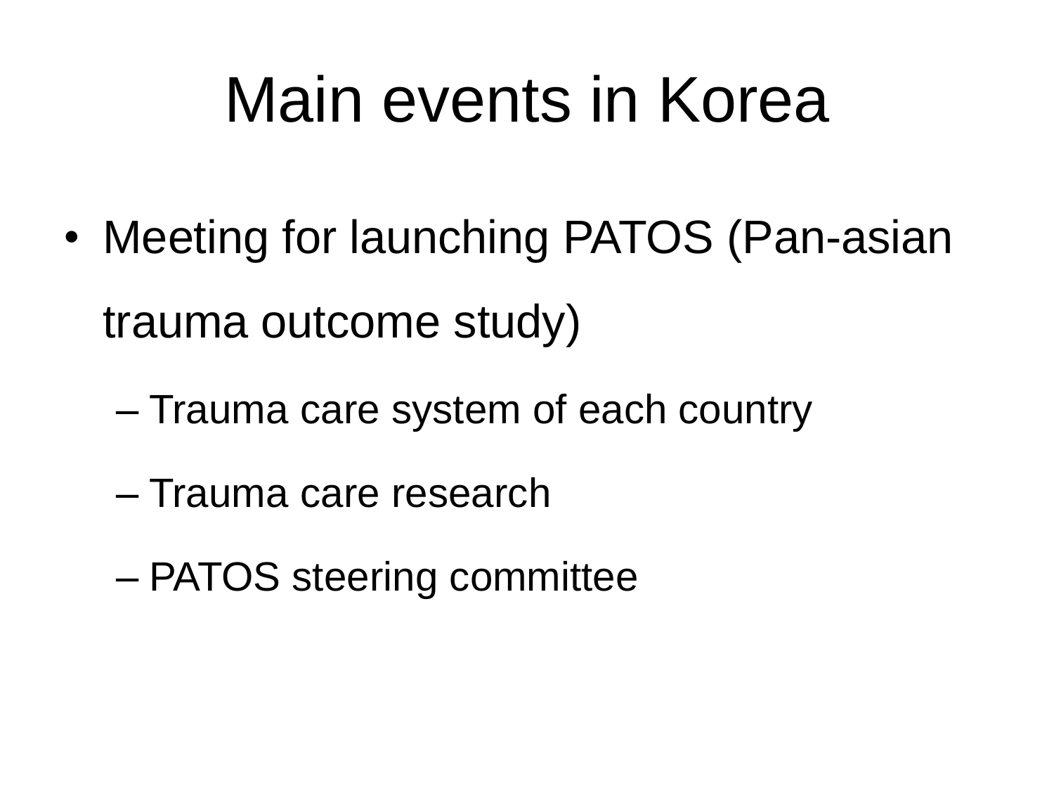# Main events in Korea

- Meeting for launching PATOS (Pan-asian trauma outcome study)
  - Trauma care system of each country
  - Trauma care research
  - PATOS steering committee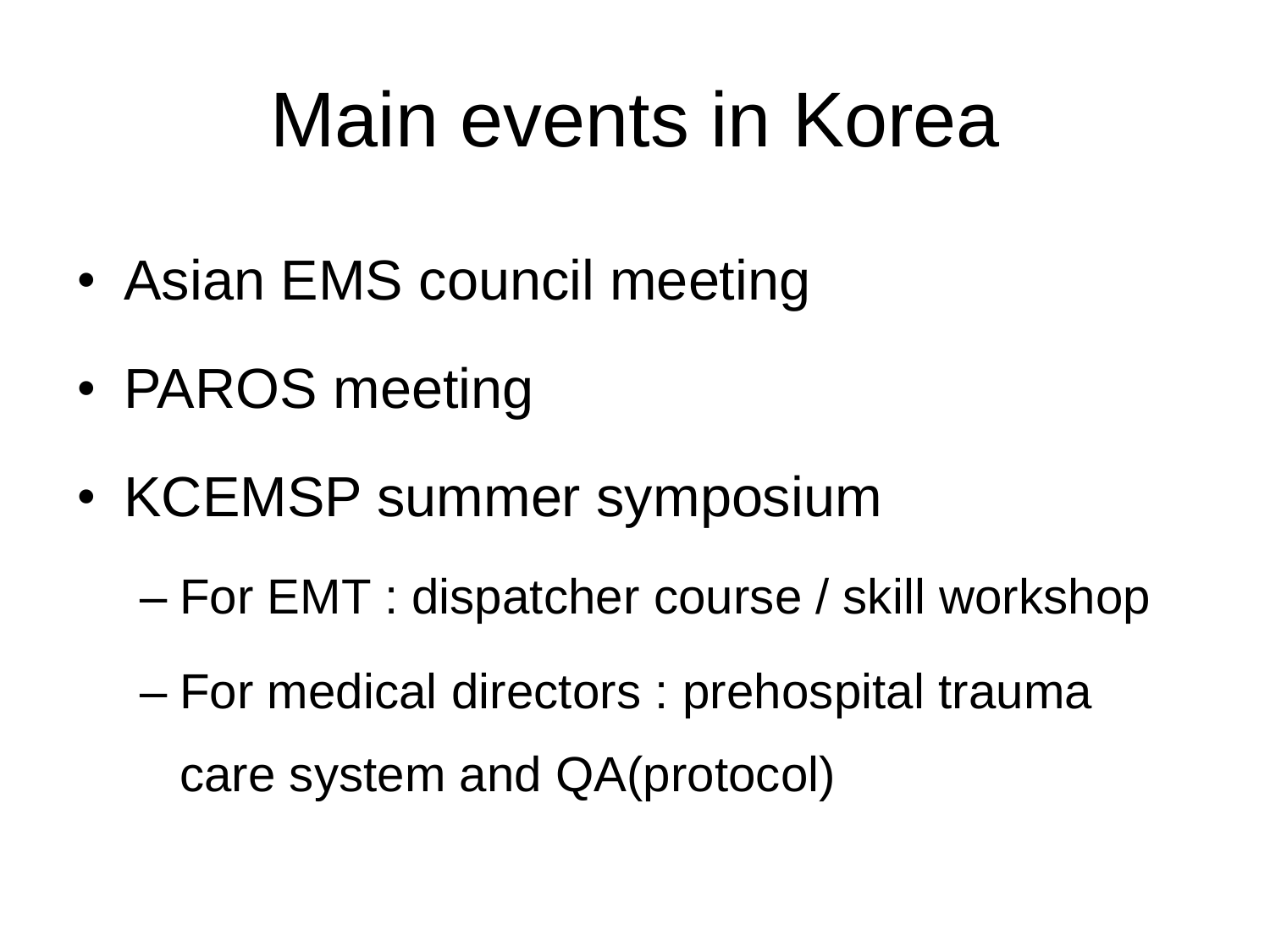# Main events in Korea

- Asian EMS council meeting
- PAROS meeting
- KCEMSP summer symposium
  - For EMT : dispatcher course / skill workshop
  - For medical directors : prehospital trauma care system and QA(protocol)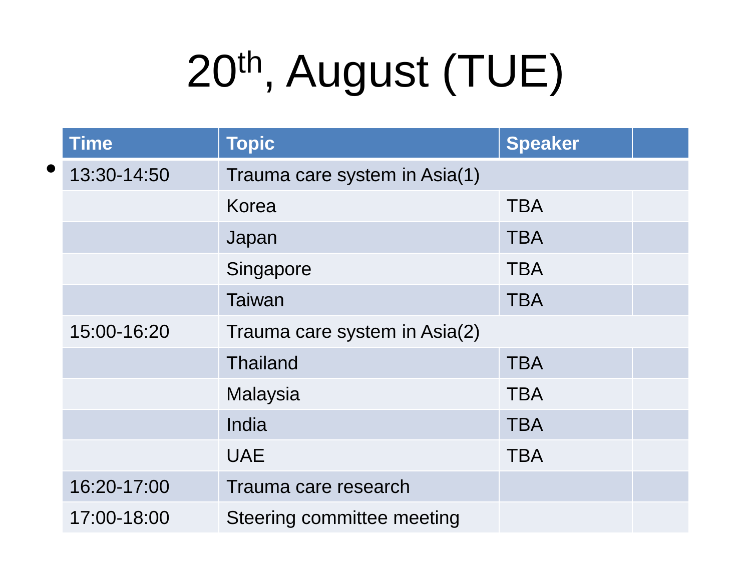# 20th, August (TUE)

| Time | Topic | Speaker | |
|---|---|---|---|
| 13:30-14:50 | Trauma care system in Asia(1) | | |
| | Korea | TBA | |
| | Japan | TBA | |
| | Singapore | TBA | |
| | Taiwan | TBA | |
| 15:00-16:20 | Trauma care system in Asia(2) | | |
| | Thailand | TBA | |
| | Malaysia | TBA | |
| | India | TBA | |
| | UAE | TBA | |
| 16:20-17:00 | Trauma care research | | |
| 17:00-18:00 | Steering committee meeting | | |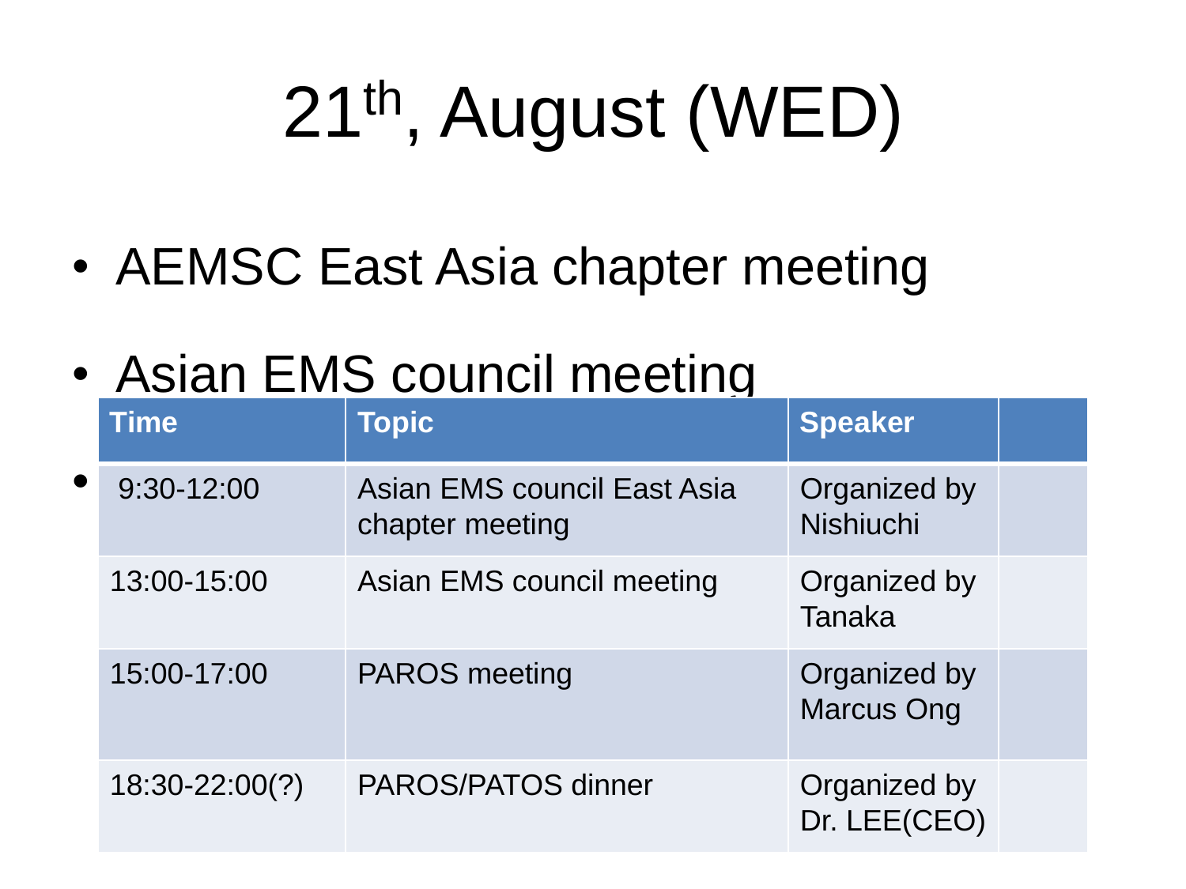# 21th, August (WED)

- AEMSC East Asia chapter meeting
- Asian EMS council meeting

| Time | Topic | Speaker | |
|---|---|---|---|
| 9:30-12:00 | Asian EMS council East Asia chapter meeting | Organized by Nishiuchi | |
| 13:00-15:00 | Asian EMS council meeting | Organized by Tanaka | |
| 15:00-17:00 | PAROS meeting | Organized by Marcus Ong | |
| 18:30-22:00(?) | PAROS/PATOS dinner | Organized by Dr. LEE(CEO) | |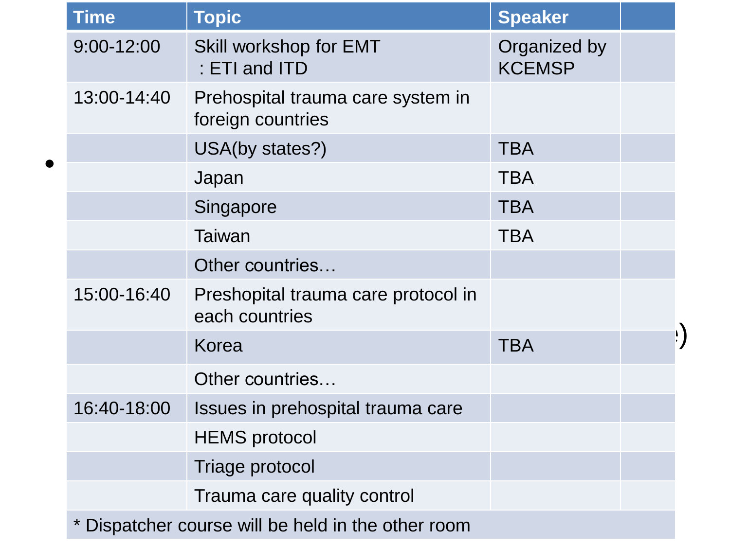| Time | Topic | Speaker | |
|---|---|---|---|
| 9:00-12:00 | Skill workshop for EMT : ETI and ITD | Organized by KCEMSP | |
| 13:00-14:40 | Prehospital trauma care system in foreign countries | | |
| | USA(by states?) | TBA | |
| | Japan | TBA | |
| | Singapore | TBA | |
| | Taiwan | TBA | |
| | Other countries… | | |
| 15:00-16:40 | Preshopital trauma care protocol in each countries | | |
| | Korea | TBA | |
| | Other countries… | | |
| 16:40-18:00 | Issues in prehospital trauma care | | |
| | HEMS protocol | | |
| | Triage protocol | | |
| | Trauma care quality control | | |
| * Dispatcher course will be held in the other room | | | |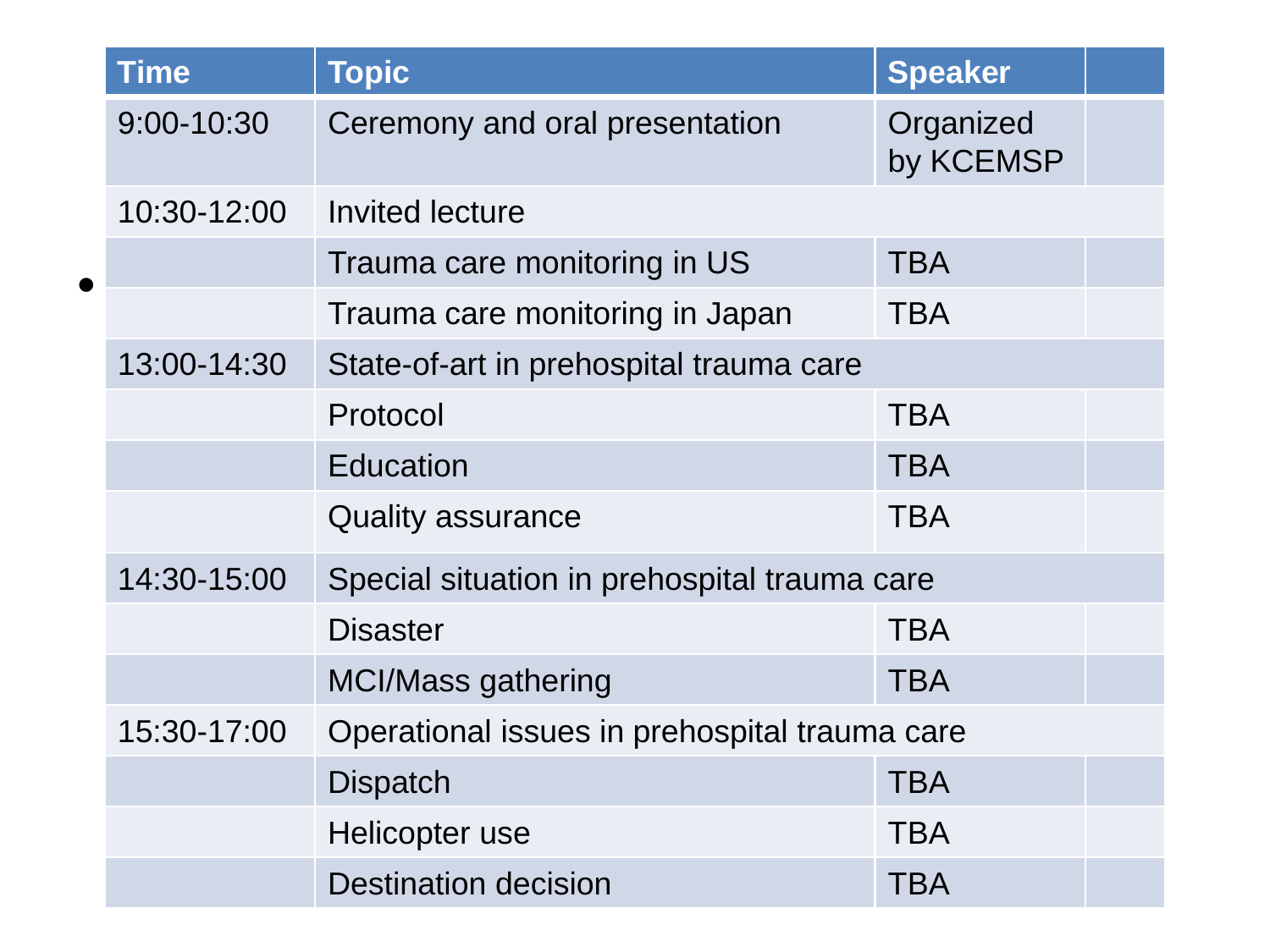| Time | Topic | Speaker | |
|---|---|---|---|
| 9:00-10:30 | Ceremony and oral presentation | Organized by KCEMSP | |
| 10:30-12:00 | Invited lecture | | |
| | Trauma care monitoring in US | TBA | |
| | Trauma care monitoring in Japan | TBA | |
| 13:00-14:30 | State-of-art in prehospital trauma care | | |
| | Protocol | TBA | |
| | Education | TBA | |
| | Quality assurance | TBA | |
| 14:30-15:00 | Special situation in prehospital trauma care | | |
| | Disaster | TBA | |
| | MCI/Mass gathering | TBA | |
| 15:30-17:00 | Operational issues in prehospital trauma care | | |
| | Dispatch | TBA | |
| | Helicopter use | TBA | |
| | Destination decision | TBA | |